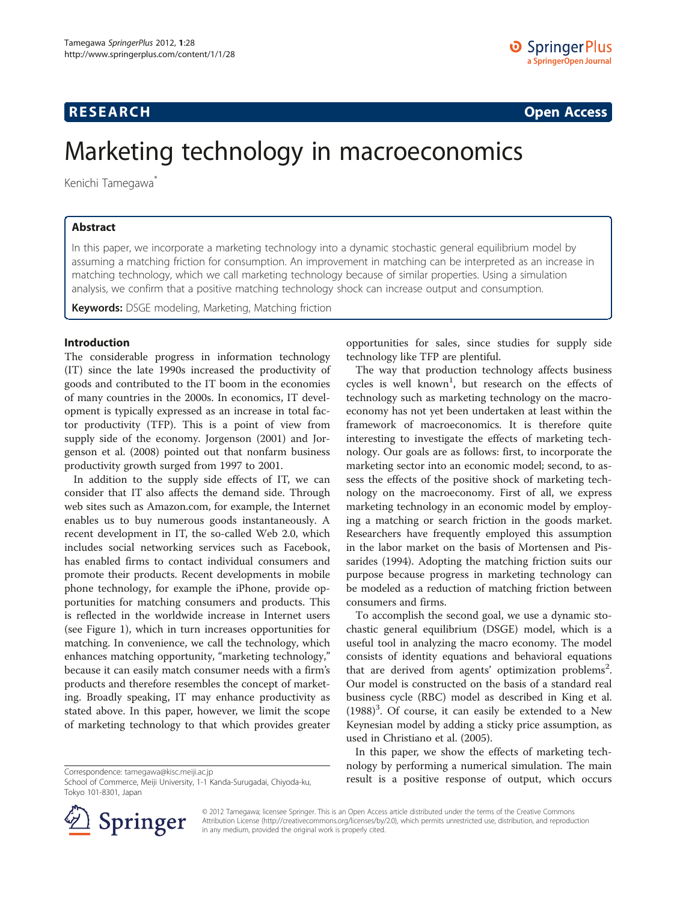**RESEARCH** **Open Access**

# Marketing technology in macroeconomics

Kenichi Tamegawa*

## Abstract

In this paper, we incorporate a marketing technology into a dynamic stochastic general equilibrium model by assuming a matching friction for consumption. An improvement in matching can be interpreted as an increase in matching technology, which we call marketing technology because of similar properties. Using a simulation analysis, we confirm that a positive matching technology shock can increase output and consumption.

**Keywords:** DSGE modeling, Marketing, Matching friction

## Introduction

The considerable progress in information technology (IT) since the late 1990s increased the productivity of goods and contributed to the IT boom in the economies of many countries in the 2000s. In economics, IT development is typically expressed as an increase in total factor productivity (TFP). This is a point of view from supply side of the economy. Jorgenson (2001) and Jorgenson et al. (2008) pointed out that nonfarm business productivity growth surged from 1997 to 2001.

In addition to the supply side effects of IT, we can consider that IT also affects the demand side. Through web sites such as Amazon.com, for example, the Internet enables us to buy numerous goods instantaneously. A recent development in IT, the so-called Web 2.0, which includes social networking services such as Facebook, has enabled firms to contact individual consumers and promote their products. Recent developments in mobile phone technology, for example the iPhone, provide opportunities for matching consumers and products. This is reflected in the worldwide increase in Internet users (see Figure 1), which in turn increases opportunities for matching. In convenience, we call the technology, which enhances matching opportunity, "marketing technology," because it can easily match consumer needs with a firm's products and therefore resembles the concept of marketing. Broadly speaking, IT may enhance productivity as stated above. In this paper, however, we limit the scope of marketing technology to that which provides greater opportunities for sales, since studies for supply side technology like TFP are plentiful.

The way that production technology affects business cycles is well known[1], but research on the effects of technology such as marketing technology on the macroeconomy has not yet been undertaken at least within the framework of macroeconomics. It is therefore quite interesting to investigate the effects of marketing technology. Our goals are as follows: first, to incorporate the marketing sector into an economic model; second, to assess the effects of the positive shock of marketing technology on the macroeconomy. First of all, we express marketing technology in an economic model by employing a matching or search friction in the goods market. Researchers have frequently employed this assumption in the labor market on the basis of Mortensen and Pissarides (1994). Adopting the matching friction suits our purpose because progress in marketing technology can be modeled as a reduction of matching friction between consumers and firms.

To accomplish the second goal, we use a dynamic stochastic general equilibrium (DSGE) model, which is a useful tool in analyzing the macro economy. The model consists of identity equations and behavioral equations that are derived from agents' optimization problems[2]. Our model is constructed on the basis of a standard real business cycle (RBC) model as described in King et al. (1988)[3]. Of course, it can easily be extended to a New Keynesian model by adding a sticky price assumption, as used in Christiano et al. (2005).

In this paper, we show the effects of marketing technology by performing a numerical simulation. The main result is a positive response of output, which occurs

Correspondence: tamegawa@kisc.meiji.ac.jp
School of Commerce, Meiji University, 1-1 Kanda-Surugadai, Chiyoda-ku, Tokyo 101-8301, Japan

© 2012 Tamegawa; licensee Springer. This is an Open Access article distributed under the terms of the Creative Commons Attribution License (http://creativecommons.org/licenses/by/2.0), which permits unrestricted use, distribution, and reproduction in any medium, provided the original work is properly cited.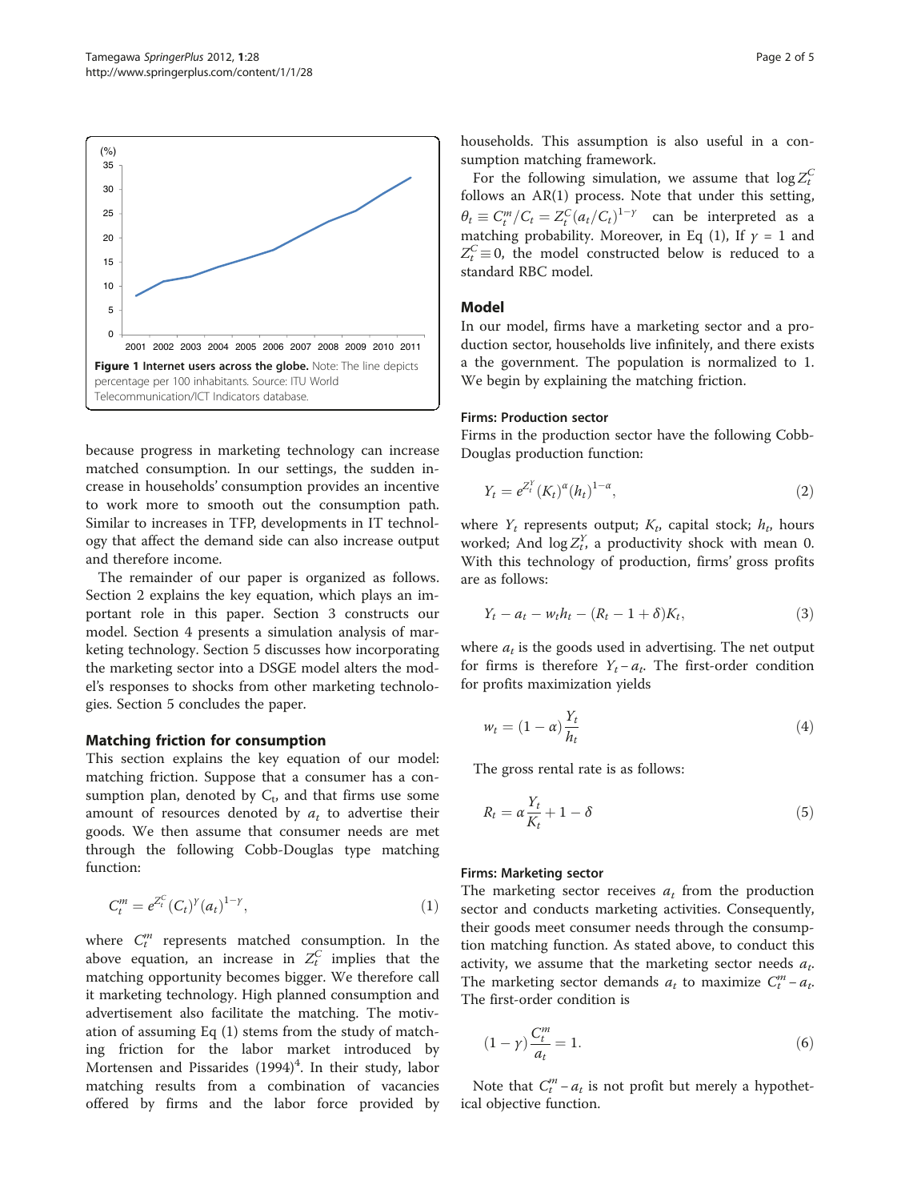Figure 1 Internet users across the globe. Note: The line depicts percentage per 100 inhabitants. Source: ITU World Telecommunication/ICT Indicators database.

because progress in marketing technology can increase matched consumption. In our settings, the sudden increase in households' consumption provides an incentive to work more to smooth out the consumption path. Similar to increases in TFP, developments in IT technology that affect the demand side can also increase output and therefore income.

The remainder of our paper is organized as follows. Section 2 explains the key equation, which plays an important role in this paper. Section 3 constructs our model. Section 4 presents a simulation analysis of marketing technology. Section 5 discusses how incorporating the marketing sector into a DSGE model alters the model's responses to shocks from other marketing technologies. Section 5 concludes the paper.

## Matching friction for consumption

This section explains the key equation of our model: matching friction. Suppose that a consumer has a consumption plan, denoted by $C_t$, and that firms use some amount of resources denoted by $a_t$ to advertise their goods. We then assume that consumer needs are met through the following Cobb-Douglas type matching function:

$$C_t^m = e^{Z_t^C}(C_t)^{\gamma}(a_t)^{1-\gamma}, \tag{1}$$

where $C_t^m$ represents matched consumption. In the above equation, an increase in $Z_t^C$ implies that the matching opportunity becomes bigger. We therefore call it marketing technology. High planned consumption and advertisement also facilitate the matching. The motivation of assuming Eq (1) stems from the study of matching friction for the labor market introduced by Mortensen and Pissarides (1994)[4]. In their study, labor matching results from a combination of vacancies offered by firms and the labor force provided by households. This assumption is also useful in a consumption matching framework.

For the following simulation, we assume that $\log Z_t^C$ follows an AR(1) process. Note that under this setting, $\theta_t \equiv C_t^m/C_t = Z_t^C(a_t/C_t)^{1-\gamma}$ can be interpreted as a matching probability. Moreover, in Eq (1), If $\gamma = 1$ and $Z_t^C \equiv 0$, the model constructed below is reduced to a standard RBC model.

## Model

In our model, firms have a marketing sector and a production sector, households live infinitely, and there exists a the government. The population is normalized to 1. We begin by explaining the matching friction.

### Firms: Production sector

Firms in the production sector have the following Cobb-Douglas production function:

$$Y_t = e^{Z_t^Y}(K_t)^{\alpha}(h_t)^{1-\alpha}, \tag{2}$$

where $Y_t$ represents output; $K_t$, capital stock; $h_t$, hours worked; And $\log Z_t^Y$, a productivity shock with mean 0. With this technology of production, firms' gross profits are as follows:

$$Y_t - a_t - w_t h_t - (R_t - 1 + \delta)K_t, \tag{3}$$

where $a_t$ is the goods used in advertising. The net output for firms is therefore $Y_t - a_t$. The first-order condition for profits maximization yields

$$w_t = (1-\alpha)\frac{Y_t}{h_t} \tag{4}$$

The gross rental rate is as follows:

$$R_t = \alpha\frac{Y_t}{K_t} + 1 - \delta \tag{5}$$

### Firms: Marketing sector

The marketing sector receives $a_t$ from the production sector and conducts marketing activities. Consequently, their goods meet consumer needs through the consumption matching function. As stated above, to conduct this activity, we assume that the marketing sector needs $a_t$. The marketing sector demands $a_t$ to maximize $C_t^m - a_t$. The first-order condition is

$$(1-\gamma)\frac{C_t^m}{a_t} = 1. \tag{6}$$

Note that $C_t^m - a_t$ is not profit but merely a hypothetical objective function.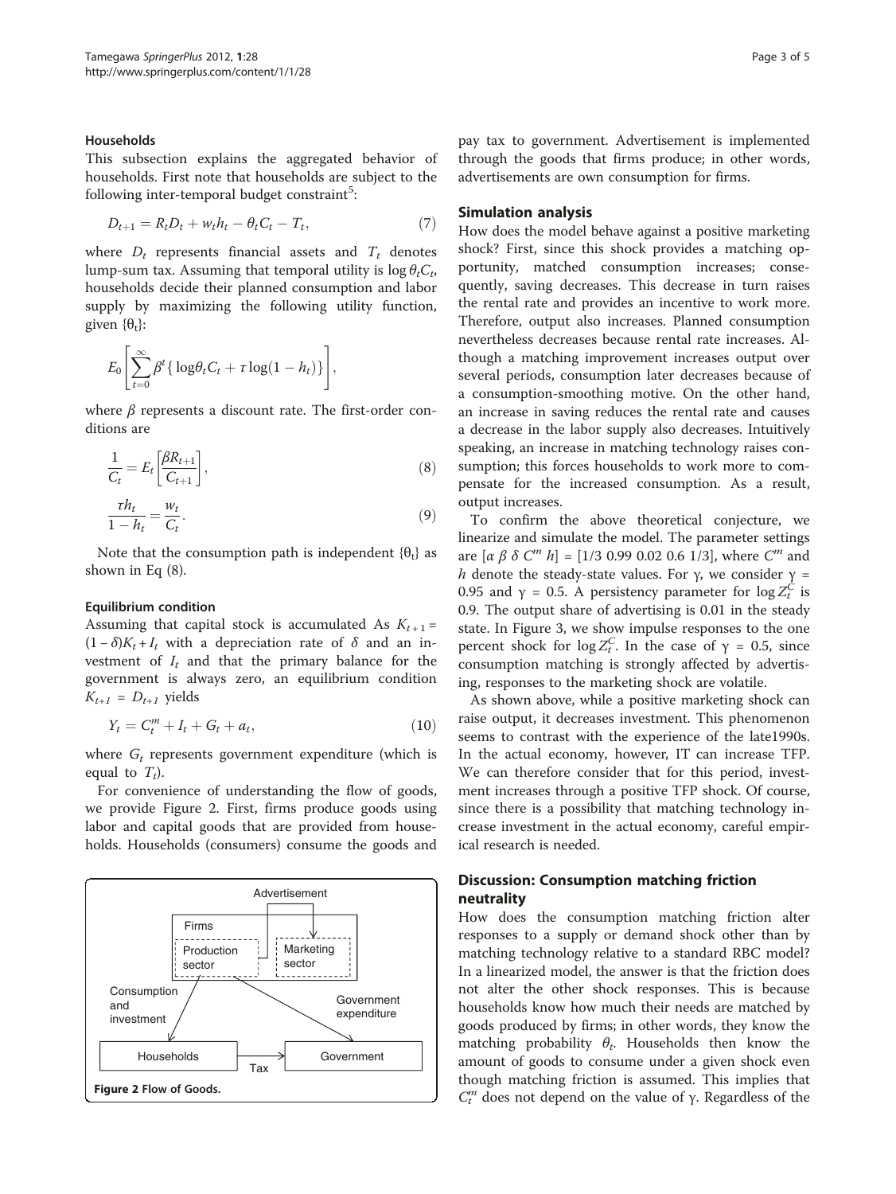### Households

This subsection explains the aggregated behavior of households. First note that households are subject to the following inter-temporal budget constraint[5]:

$$D_{t+1} = R_t D_t + w_t h_t - \theta_t C_t - T_t, \tag{7}$$

where $D_t$ represents financial assets and $T_t$ denotes lump-sum tax. Assuming that temporal utility is $\log \theta_t C_t$, households decide their planned consumption and labor supply by maximizing the following utility function, given $\{\theta_t\}$:

$$E_0\left[\sum_{t=0}^{\infty} \beta^t \{\log \theta_t C_t + \tau \log(1 - h_t)\}\right],$$

where $\beta$ represents a discount rate. The first-order conditions are

$$\frac{1}{C_t} = E_t\left[\frac{\beta R_{t+1}}{C_{t+1}}\right], \tag{8}$$

$$\frac{\tau h_t}{1 - h_t} = \frac{w_t}{C_t}. \tag{9}$$

Note that the consumption path is independent $\{\theta_t\}$ as shown in Eq (8).

### Equilibrium condition

Assuming that capital stock is accumulated As $K_{t+1} = (1-\delta)K_t + I_t$ with a depreciation rate of $\delta$ and an investment of $I_t$ and that the primary balance for the government is always zero, an equilibrium condition $K_{t+1} = D_{t+1}$ yields

$$Y_t = C_t^m + I_t + G_t + a_t, \tag{10}$$

where $G_t$ represents government expenditure (which is equal to $T_t$).

For convenience of understanding the flow of goods, we provide Figure 2. First, firms produce goods using labor and capital goods that are provided from households. Households (consumers) consume the goods and pay tax to government. Advertisement is implemented through the goods that firms produce; in other words, advertisements are own consumption for firms.

Figure 2 Flow of Goods.

## Simulation analysis

How does the model behave against a positive marketing shock? First, since this shock provides a matching opportunity, matched consumption increases; consequently, saving decreases. This decrease in turn raises the rental rate and provides an incentive to work more. Therefore, output also increases. Planned consumption nevertheless decreases because rental rate increases. Although a matching improvement increases output over several periods, consumption later decreases because of a consumption-smoothing motive. On the other hand, an increase in saving reduces the rental rate and causes a decrease in the labor supply also decreases. Intuitively speaking, an increase in matching technology raises consumption; this forces households to work more to compensate for the increased consumption. As a result, output increases.

To confirm the above theoretical conjecture, we linearize and simulate the model. The parameter settings are $[\alpha\ \beta\ \delta\ C^m\ h] = [1/3\ 0.99\ 0.02\ 0.6\ 1/3]$, where $C^m$ and $h$ denote the steady-state values. For $\gamma$, we consider $\gamma = 0.95$ and $\gamma = 0.5$. A persistency parameter for $\log Z_t^C$ is 0.9. The output share of advertising is 0.01 in the steady state. In Figure 3, we show impulse responses to the one percent shock for $\log Z_t^C$. In the case of $\gamma = 0.5$, since consumption matching is strongly affected by advertising, responses to the marketing shock are volatile.

As shown above, while a positive marketing shock can raise output, it decreases investment. This phenomenon seems to contrast with the experience of the late1990s. In the actual economy, however, IT can increase TFP. We can therefore consider that for this period, investment increases through a positive TFP shock. Of course, since there is a possibility that matching technology increase investment in the actual economy, careful empirical research is needed.

## Discussion: Consumption matching friction neutrality

How does the consumption matching friction alter responses to a supply or demand shock other than by matching technology relative to a standard RBC model? In a linearized model, the answer is that the friction does not alter the other shock responses. This is because households know how much their needs are matched by goods produced by firms; in other words, they know the matching probability $\theta_t$. Households then know the amount of goods to consume under a given shock even though matching friction is assumed. This implies that $C_t^m$ does not depend on the value of $\gamma$. Regardless of the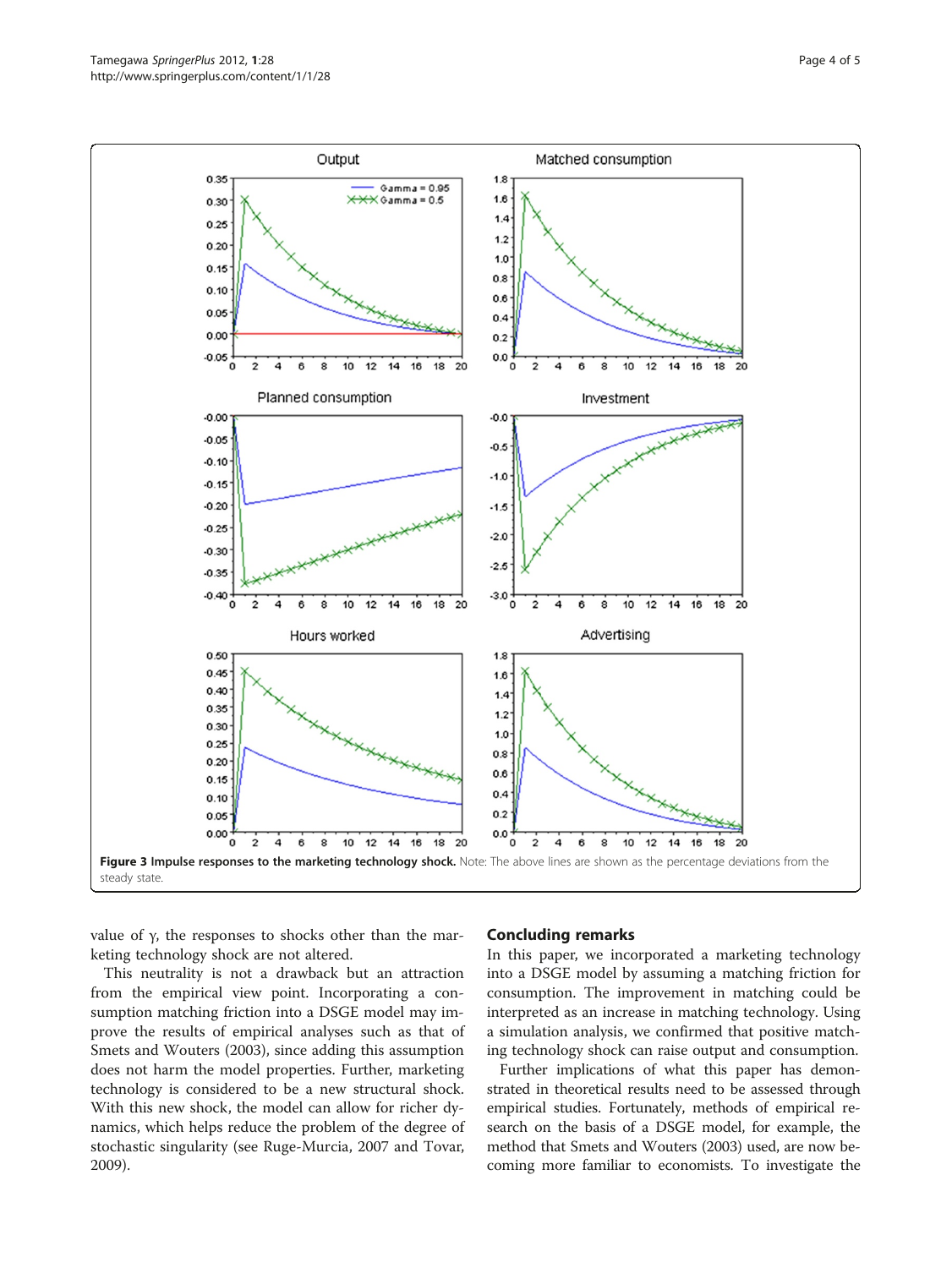**Figure 3 Impulse responses to the marketing technology shock.** Note: The above lines are shown as the percentage deviations from the steady state.

value of γ, the responses to shocks other than the marketing technology shock are not altered.

This neutrality is not a drawback but an attraction from the empirical view point. Incorporating a consumption matching friction into a DSGE model may improve the results of empirical analyses such as that of Smets and Wouters (2003), since adding this assumption does not harm the model properties. Further, marketing technology is considered to be a new structural shock. With this new shock, the model can allow for richer dynamics, which helps reduce the problem of the degree of stochastic singularity (see Ruge-Murcia, 2007 and Tovar, 2009).

## Concluding remarks

In this paper, we incorporated a marketing technology into a DSGE model by assuming a matching friction for consumption. The improvement in matching could be interpreted as an increase in matching technology. Using a simulation analysis, we confirmed that positive matching technology shock can raise output and consumption.

Further implications of what this paper has demonstrated in theoretical results need to be assessed through empirical studies. Fortunately, methods of empirical research on the basis of a DSGE model, for example, the method that Smets and Wouters (2003) used, are now becoming more familiar to economists. To investigate the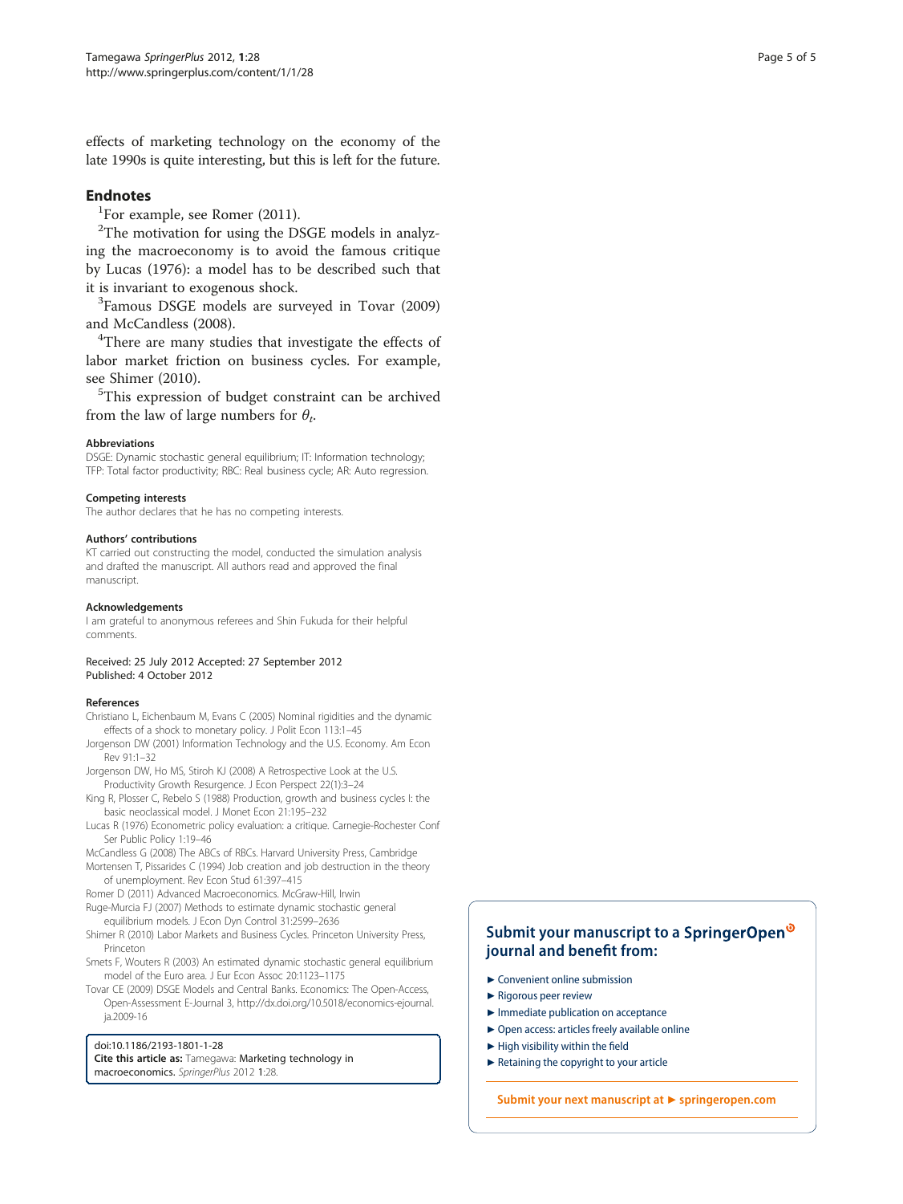effects of marketing technology on the economy of the late 1990s is quite interesting, but this is left for the future.

## Endnotes

[1]For example, see Romer (2011).

[2]The motivation for using the DSGE models in analyzing the macroeconomy is to avoid the famous critique by Lucas (1976): a model has to be described such that it is invariant to exogenous shock.

[3]Famous DSGE models are surveyed in Tovar (2009) and McCandless (2008).

[4]There are many studies that investigate the effects of labor market friction on business cycles. For example, see Shimer (2010).

[5]This expression of budget constraint can be archived from the law of large numbers for $\theta_t$.

### Abbreviations

DSGE: Dynamic stochastic general equilibrium; IT: Information technology; TFP: Total factor productivity; RBC: Real business cycle; AR: Auto regression.

### Competing interests

The author declares that he has no competing interests.

### Authors' contributions

KT carried out constructing the model, conducted the simulation analysis and drafted the manuscript. All authors read and approved the final manuscript.

### Acknowledgements

I am grateful to anonymous referees and Shin Fukuda for their helpful comments.

Received: 25 July 2012 Accepted: 27 September 2012
Published: 4 October 2012

### References

Christiano L, Eichenbaum M, Evans C (2005) Nominal rigidities and the dynamic effects of a shock to monetary policy. J Polit Econ 113:1–45

Jorgenson DW (2001) Information Technology and the U.S. Economy. Am Econ Rev 91:1–32

Jorgenson DW, Ho MS, Stiroh KJ (2008) A Retrospective Look at the U.S. Productivity Growth Resurgence. J Econ Perspect 22(1):3–24

King R, Plosser C, Rebelo S (1988) Production, growth and business cycles I: the basic neoclassical model. J Monet Econ 21:195–232

Lucas R (1976) Econometric policy evaluation: a critique. Carnegie-Rochester Conf Ser Public Policy 1:19–46

McCandless G (2008) The ABCs of RBCs. Harvard University Press, Cambridge

Mortensen T, Pissarides C (1994) Job creation and job destruction in the theory of unemployment. Rev Econ Stud 61:397–415

Romer D (2011) Advanced Macroeconomics. McGraw-Hill, Irwin

Ruge-Murcia FJ (2007) Methods to estimate dynamic stochastic general equilibrium models. J Econ Dyn Control 31:2599–2636

Shimer R (2010) Labor Markets and Business Cycles. Princeton University Press, Princeton

Smets F, Wouters R (2003) An estimated dynamic stochastic general equilibrium model of the Euro area. J Eur Econ Assoc 20:1123–1175

Tovar CE (2009) DSGE Models and Central Banks. Economics: The Open-Access, Open-Assessment E-Journal 3, http://dx.doi.org/10.5018/economics-ejournal.ja.2009-16

doi:10.1186/2193-1801-1-28
**Cite this article as:** Tamegawa: Marketing technology in macroeconomics. *SpringerPlus* 2012 **1**:28.

**Submit your manuscript to a SpringerOpen journal and benefit from:**

- ► Convenient online submission
- ► Rigorous peer review
- ► Immediate publication on acceptance
- ► Open access: articles freely available online
- ► High visibility within the field
- ► Retaining the copyright to your article

**Submit your next manuscript at ► springeropen.com**